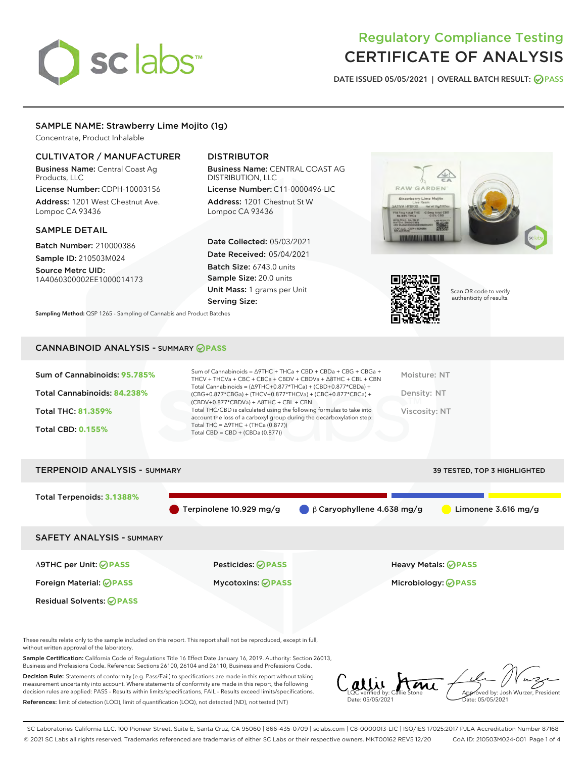# Regulatory Compliance Testing
# CERTIFICATE OF ANALYSIS

DATE ISSUED 05/05/2021 | OVERALL BATCH RESULT: PASS

## SAMPLE NAME: Strawberry Lime Mojito (1g)

Concentrate, Product Inhalable

### CULTIVATOR / MANUFACTURER

**Business Name:** Central Coast Ag Products, LLC

**License Number:** CDPH-10003156

**Address:** 1201 West Chestnut Ave. Lompoc CA 93436

### DISTRIBUTOR

**Business Name:** CENTRAL COAST AG DISTRIBUTION, LLC

**License Number:** C11-0000496-LIC

**Address:** 1201 Chestnut St W Lompoc CA 93436

### SAMPLE DETAIL

**Batch Number:** 210000386

**Sample ID:** 210503M024

**Source Metrc UID:** 1A4060300002EE1000014173

**Date Collected:** 05/03/2021

**Date Received:** 05/04/2021

**Batch Size:** 6743.0 units

**Sample Size:** 20.0 units

**Unit Mass:** 1 grams per Unit

**Serving Size:**

Scan QR code to verify authenticity of results.

**Sampling Method:** QSP 1265 - Sampling of Cannabis and Product Batches

## CANNABINOID ANALYSIS - SUMMARY PASS

Sum of Cannabinoids: **95.785%**

Total Cannabinoids: **84.238%**

Total THC: **81.359%**

Total CBD: **0.155%**

Sum of Cannabinoids = Δ9THC + THCa + CBD + CBDa + CBG + CBGa + THCV + THCVa + CBC + CBCa + CBDV + CBDVa + Δ8THC + CBL + CBN

Total Cannabinoids = (Δ9THC+0.877*THCa) + (CBD+0.877*CBDa) + (CBG+0.877*CBGa) + (THCV+0.877*THCVa) + (CBC+0.877*CBCa) + (CBDV+0.877*CBDVa) + Δ8THC + CBL + CBN

Total THC/CBD is calculated using the following formulas to take into account the loss of a carboxyl group during the decarboxylation step:
Total THC = Δ9THC + (THCa (0.877))
Total CBD = CBD + (CBDa (0.877))

Moisture: NT

Density: NT

Viscosity: NT

## TERPENOID ANALYSIS - SUMMARY

39 TESTED, TOP 3 HIGHLIGHTED

Total Terpenoids: **3.1388%**

Terpinolene 10.929 mg/g | β Caryophyllene 4.638 mg/g | Limonene 3.616 mg/g

## SAFETY ANALYSIS - SUMMARY

| | | |
|---|---|---|
| Δ9THC per Unit: PASS | Pesticides: PASS | Heavy Metals: PASS |
| Foreign Material: PASS | Mycotoxins: PASS | Microbiology: PASS |
| Residual Solvents: PASS | | |

These results relate only to the sample included on this report. This report shall not be reproduced, except in full, without written approval of the laboratory.

**Sample Certification:** California Code of Regulations Title 16 Effect Date January 16, 2019. Authority: Section 26013, Business and Professions Code. Reference: Sections 26100, 26104 and 26110, Business and Professions Code.

**Decision Rule:** Statements of conformity (e.g. Pass/Fail) to specifications are made in this report without taking measurement uncertainty into account. Where statements of conformity are made in this report, the following decision rules are applied: PASS - Results within limits/specifications, FAIL - Results exceed limits/specifications.

**References:** limit of detection (LOD), limit of quantification (LOQ), not detected (ND), not tested (NT)

LQC verified by: Callie Stone
Date: 05/05/2021

Approved by: Josh Wurzer, President
Date: 05/05/2021

SC Laboratories California LLC. 100 Pioneer Street, Suite E, Santa Cruz, CA 95060 | 866-435-0709 | sclabs.com | C8-0000013-LIC | ISO/IES 17025:2017 PJLA Accreditation Number 87168
© 2021 SC Labs all rights reserved. Trademarks referenced are trademarks of either SC Labs or their respective owners. MKT00162 REV5 12/20 CoA ID: 210503M024-001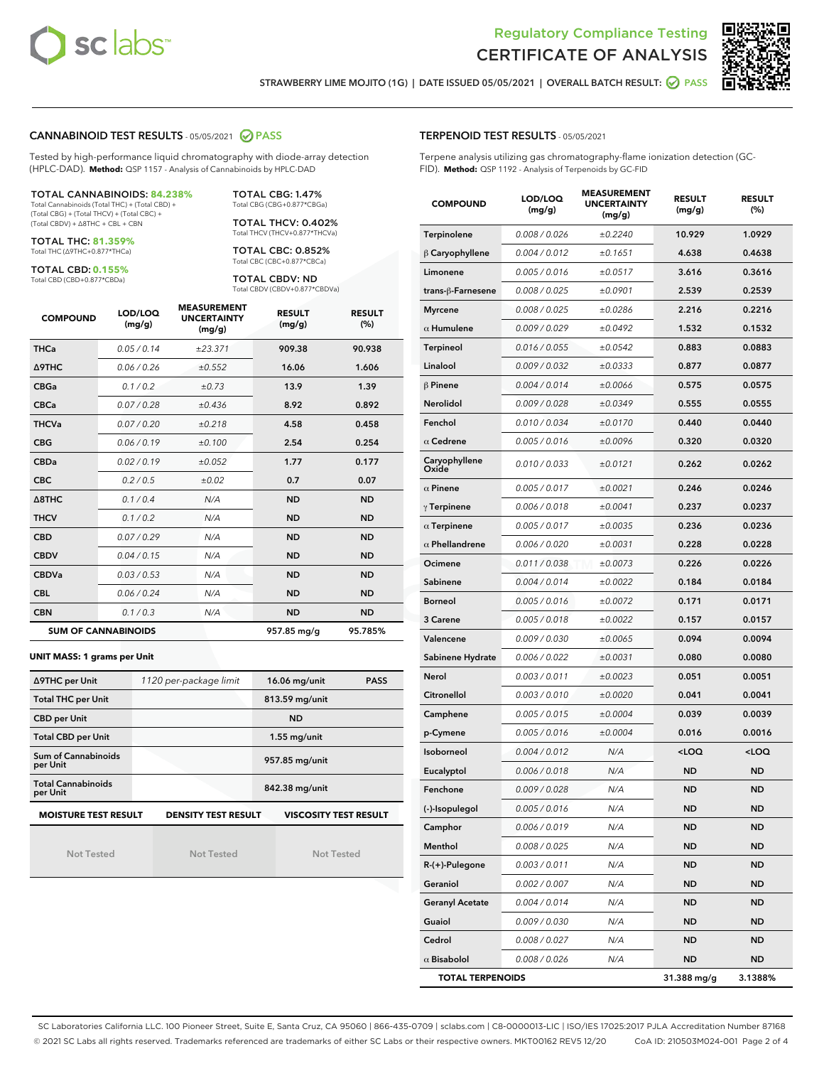Regulatory Compliance Testing
# CERTIFICATE OF ANALYSIS

STRAWBERRY LIME MOJITO (1G) | DATE ISSUED 05/05/2021 | OVERALL BATCH RESULT: PASS

## CANNABINOID TEST RESULTS - 05/05/2021 PASS

Tested by high-performance liquid chromatography with diode-array detection (HPLC-DAD). **Method:** QSP 1157 - Analysis of Cannabinoids by HPLC-DAD

**TOTAL CANNABINOIDS: 84.238%**
Total Cannabinoids (Total THC) + (Total CBD) + (Total CBG) + (Total THCV) + (Total CBC) + (Total CBDV) + Δ8THC + CBL + CBN

**TOTAL THC: 81.359%**
Total THC (Δ9THC+0.877*THCa)

**TOTAL CBD: 0.155%**
Total CBD (CBD+0.877*CBDa)

**TOTAL CBG: 1.47%**
Total CBG (CBG+0.877*CBGa)

**TOTAL THCV: 0.402%**
Total THCV (THCV+0.877*THCVa)

**TOTAL CBC: 0.852%**
Total CBC (CBC+0.877*CBCa)

**TOTAL CBDV: ND**
Total CBDV (CBDV+0.877*CBDVa)

| COMPOUND | LOD/LOQ (mg/g) | MEASUREMENT UNCERTAINTY (mg/g) | RESULT (mg/g) | RESULT (%) |
|---|---|---|---|---|
| THCa | 0.05 / 0.14 | ±23.371 | 909.38 | 90.938 |
| Δ9THC | 0.06 / 0.26 | ±0.552 | 16.06 | 1.606 |
| CBGa | 0.1 / 0.2 | ±0.73 | 13.9 | 1.39 |
| CBCa | 0.07 / 0.28 | ±0.436 | 8.92 | 0.892 |
| THCVa | 0.07 / 0.20 | ±0.218 | 4.58 | 0.458 |
| CBG | 0.06 / 0.19 | ±0.100 | 2.54 | 0.254 |
| CBDa | 0.02 / 0.19 | ±0.052 | 1.77 | 0.177 |
| CBC | 0.2 / 0.5 | ±0.02 | 0.7 | 0.07 |
| Δ8THC | 0.1 / 0.4 | N/A | ND | ND |
| THCV | 0.1 / 0.2 | N/A | ND | ND |
| CBD | 0.07 / 0.29 | N/A | ND | ND |
| CBDV | 0.04 / 0.15 | N/A | ND | ND |
| CBDVa | 0.03 / 0.53 | N/A | ND | ND |
| CBL | 0.06 / 0.24 | N/A | ND | ND |
| CBN | 0.1 / 0.3 | N/A | ND | ND |
| **SUM OF CANNABINOIDS** | | | 957.85 mg/g | 95.785% |

**UNIT MASS: 1 grams per Unit**

| | | | |
|---|---|---|---|
| Δ9THC per Unit | 1120 per-package limit | 16.06 mg/unit | PASS |
| Total THC per Unit | | 813.59 mg/unit | |
| CBD per Unit | | ND | |
| Total CBD per Unit | | 1.55 mg/unit | |
| Sum of Cannabinoids per Unit | | 957.85 mg/unit | |
| Total Cannabinoids per Unit | | 842.38 mg/unit | |

| MOISTURE TEST RESULT | DENSITY TEST RESULT | VISCOSITY TEST RESULT |
|---|---|---|
| Not Tested | Not Tested | Not Tested |

## TERPENOID TEST RESULTS - 05/05/2021

Terpene analysis utilizing gas chromatography-flame ionization detection (GC-FID). **Method:** QSP 1192 - Analysis of Terpenoids by GC-FID

| COMPOUND | LOD/LOQ (mg/g) | MEASUREMENT UNCERTAINTY (mg/g) | RESULT (mg/g) | RESULT (%) |
|---|---|---|---|---|
| Terpinolene | 0.008 / 0.026 | ±0.2240 | 10.929 | 1.0929 |
| β Caryophyllene | 0.004 / 0.012 | ±0.1651 | 4.638 | 0.4638 |
| Limonene | 0.005 / 0.016 | ±0.0517 | 3.616 | 0.3616 |
| trans-β-Farnesene | 0.008 / 0.025 | ±0.0901 | 2.539 | 0.2539 |
| Myrcene | 0.008 / 0.025 | ±0.0286 | 2.216 | 0.2216 |
| α Humulene | 0.009 / 0.029 | ±0.0492 | 1.532 | 0.1532 |
| Terpineol | 0.016 / 0.055 | ±0.0542 | 0.883 | 0.0883 |
| Linalool | 0.009 / 0.032 | ±0.0333 | 0.877 | 0.0877 |
| β Pinene | 0.004 / 0.014 | ±0.0066 | 0.575 | 0.0575 |
| Nerolidol | 0.009 / 0.028 | ±0.0349 | 0.555 | 0.0555 |
| Fenchol | 0.010 / 0.034 | ±0.0170 | 0.440 | 0.0440 |
| α Cedrene | 0.005 / 0.016 | ±0.0096 | 0.320 | 0.0320 |
| Caryophyllene Oxide | 0.010 / 0.033 | ±0.0121 | 0.262 | 0.0262 |
| α Pinene | 0.005 / 0.017 | ±0.0021 | 0.246 | 0.0246 |
| γ Terpinene | 0.006 / 0.018 | ±0.0041 | 0.237 | 0.0237 |
| α Terpinene | 0.005 / 0.017 | ±0.0035 | 0.236 | 0.0236 |
| α Phellandrene | 0.006 / 0.020 | ±0.0031 | 0.228 | 0.0228 |
| Ocimene | 0.011 / 0.038 | ±0.0073 | 0.226 | 0.0226 |
| Sabinene | 0.004 / 0.014 | ±0.0022 | 0.184 | 0.0184 |
| Borneol | 0.005 / 0.016 | ±0.0072 | 0.171 | 0.0171 |
| 3 Carene | 0.005 / 0.018 | ±0.0022 | 0.157 | 0.0157 |
| Valencene | 0.009 / 0.030 | ±0.0065 | 0.094 | 0.0094 |
| Sabinene Hydrate | 0.006 / 0.022 | ±0.0031 | 0.080 | 0.0080 |
| Nerol | 0.003 / 0.011 | ±0.0023 | 0.051 | 0.0051 |
| Citronellol | 0.003 / 0.010 | ±0.0020 | 0.041 | 0.0041 |
| Camphene | 0.005 / 0.015 | ±0.0004 | 0.039 | 0.0039 |
| p-Cymene | 0.005 / 0.016 | ±0.0004 | 0.016 | 0.0016 |
| Isoborneol | 0.004 / 0.012 | N/A | <LOQ | <LOQ |
| Eucalyptol | 0.006 / 0.018 | N/A | ND | ND |
| Fenchone | 0.009 / 0.028 | N/A | ND | ND |
| (-)-Isopulegol | 0.005 / 0.016 | N/A | ND | ND |
| Camphor | 0.006 / 0.019 | N/A | ND | ND |
| Menthol | 0.008 / 0.025 | N/A | ND | ND |
| R-(+)-Pulegone | 0.003 / 0.011 | N/A | ND | ND |
| Geraniol | 0.002 / 0.007 | N/A | ND | ND |
| Geranyl Acetate | 0.004 / 0.014 | N/A | ND | ND |
| Guaiol | 0.009 / 0.030 | N/A | ND | ND |
| Cedrol | 0.008 / 0.027 | N/A | ND | ND |
| α Bisabolol | 0.008 / 0.026 | N/A | ND | ND |
| **TOTAL TERPENOIDS** | | | 31.388 mg/g | 3.1388% |

SC Laboratories California LLC. 100 Pioneer Street, Suite E, Santa Cruz, CA 95060 | 866-435-0709 | sclabs.com | C8-0000013-LIC | ISO/IES 17025:2017 PJLA Accreditation Number 87168
© 2021 SC Labs all rights reserved. Trademarks referenced are trademarks of either SC Labs or their respective owners. MKT00162 REV5 12/20 CoA ID: 210503M024-001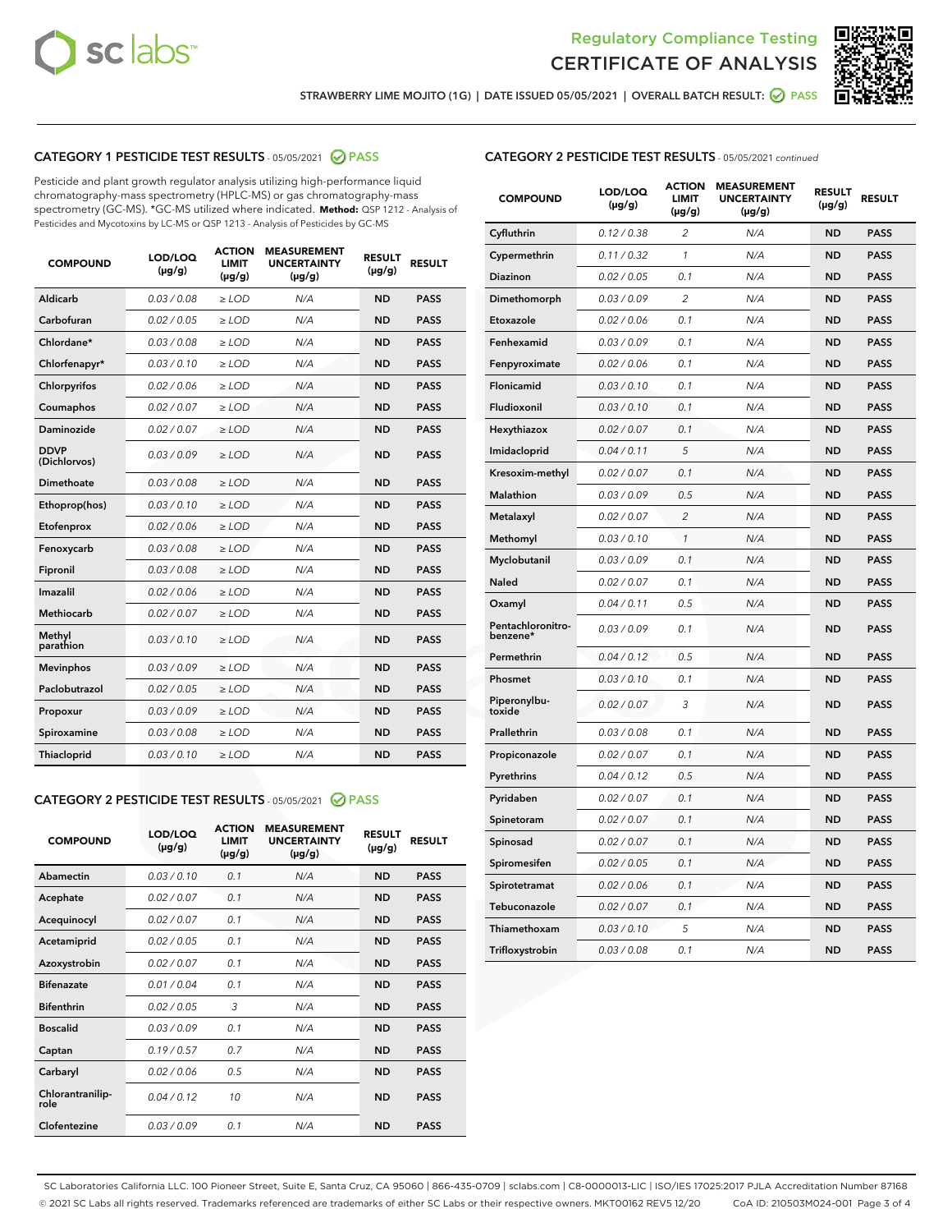Regulatory Compliance Testing
CERTIFICATE OF ANALYSIS

STRAWBERRY LIME MOJITO (1G) | DATE ISSUED 05/05/2021 | OVERALL BATCH RESULT: PASS

## CATEGORY 1 PESTICIDE TEST RESULTS - 05/05/2021 PASS

Pesticide and plant growth regulator analysis utilizing high-performance liquid chromatography-mass spectrometry (HPLC-MS) or gas chromatography-mass spectrometry (GC-MS). *GC-MS utilized where indicated. **Method:** QSP 1212 - Analysis of Pesticides and Mycotoxins by LC-MS or QSP 1213 - Analysis of Pesticides by GC-MS

| COMPOUND | LOD/LOQ (μg/g) | ACTION LIMIT (μg/g) | MEASUREMENT UNCERTAINTY (μg/g) | RESULT (μg/g) | RESULT |
|---|---|---|---|---|---|
| Aldicarb | 0.03 / 0.08 | ≥ LOD | N/A | ND | PASS |
| Carbofuran | 0.02 / 0.05 | ≥ LOD | N/A | ND | PASS |
| Chlordane* | 0.03 / 0.08 | ≥ LOD | N/A | ND | PASS |
| Chlorfenapyr* | 0.03 / 0.10 | ≥ LOD | N/A | ND | PASS |
| Chlorpyrifos | 0.02 / 0.06 | ≥ LOD | N/A | ND | PASS |
| Coumaphos | 0.02 / 0.07 | ≥ LOD | N/A | ND | PASS |
| Daminozide | 0.02 / 0.07 | ≥ LOD | N/A | ND | PASS |
| DDVP (Dichlorvos) | 0.03 / 0.09 | ≥ LOD | N/A | ND | PASS |
| Dimethoate | 0.03 / 0.08 | ≥ LOD | N/A | ND | PASS |
| Ethoprop(hos) | 0.03 / 0.10 | ≥ LOD | N/A | ND | PASS |
| Etofenprox | 0.02 / 0.06 | ≥ LOD | N/A | ND | PASS |
| Fenoxycarb | 0.03 / 0.08 | ≥ LOD | N/A | ND | PASS |
| Fipronil | 0.03 / 0.08 | ≥ LOD | N/A | ND | PASS |
| Imazalil | 0.02 / 0.06 | ≥ LOD | N/A | ND | PASS |
| Methiocarb | 0.02 / 0.07 | ≥ LOD | N/A | ND | PASS |
| Methyl parathion | 0.03 / 0.10 | ≥ LOD | N/A | ND | PASS |
| Mevinphos | 0.03 / 0.09 | ≥ LOD | N/A | ND | PASS |
| Paclobutrazol | 0.02 / 0.05 | ≥ LOD | N/A | ND | PASS |
| Propoxur | 0.03 / 0.09 | ≥ LOD | N/A | ND | PASS |
| Spiroxamine | 0.03 / 0.08 | ≥ LOD | N/A | ND | PASS |
| Thiacloprid | 0.03 / 0.10 | ≥ LOD | N/A | ND | PASS |

## CATEGORY 2 PESTICIDE TEST RESULTS - 05/05/2021 PASS

| COMPOUND | LOD/LOQ (μg/g) | ACTION LIMIT (μg/g) | MEASUREMENT UNCERTAINTY (μg/g) | RESULT (μg/g) | RESULT |
|---|---|---|---|---|---|
| Abamectin | 0.03 / 0.10 | 0.1 | N/A | ND | PASS |
| Acephate | 0.02 / 0.07 | 0.1 | N/A | ND | PASS |
| Acequinocyl | 0.02 / 0.07 | 0.1 | N/A | ND | PASS |
| Acetamiprid | 0.02 / 0.05 | 0.1 | N/A | ND | PASS |
| Azoxystrobin | 0.02 / 0.07 | 0.1 | N/A | ND | PASS |
| Bifenazate | 0.01 / 0.04 | 0.1 | N/A | ND | PASS |
| Bifenthrin | 0.02 / 0.05 | 3 | N/A | ND | PASS |
| Boscalid | 0.03 / 0.09 | 0.1 | N/A | ND | PASS |
| Captan | 0.19 / 0.57 | 0.7 | N/A | ND | PASS |
| Carbaryl | 0.02 / 0.06 | 0.5 | N/A | ND | PASS |
| Chlorantraniliprole | 0.04 / 0.12 | 10 | N/A | ND | PASS |
| Clofentezine | 0.03 / 0.09 | 0.1 | N/A | ND | PASS |
| Cyfluthrin | 0.12 / 0.38 | 2 | N/A | ND | PASS |
| Cypermethrin | 0.11 / 0.32 | 1 | N/A | ND | PASS |
| Diazinon | 0.02 / 0.05 | 0.1 | N/A | ND | PASS |
| Dimethomorph | 0.03 / 0.09 | 2 | N/A | ND | PASS |
| Etoxazole | 0.02 / 0.06 | 0.1 | N/A | ND | PASS |
| Fenhexamid | 0.03 / 0.09 | 0.1 | N/A | ND | PASS |
| Fenpyroximate | 0.02 / 0.06 | 0.1 | N/A | ND | PASS |
| Flonicamid | 0.03 / 0.10 | 0.1 | N/A | ND | PASS |
| Fludioxonil | 0.03 / 0.10 | 0.1 | N/A | ND | PASS |
| Hexythiazox | 0.02 / 0.07 | 0.1 | N/A | ND | PASS |
| Imidacloprid | 0.04 / 0.11 | 5 | N/A | ND | PASS |
| Kresoxim-methyl | 0.02 / 0.07 | 0.1 | N/A | ND | PASS |
| Malathion | 0.03 / 0.09 | 0.5 | N/A | ND | PASS |
| Metalaxyl | 0.02 / 0.07 | 2 | N/A | ND | PASS |
| Methomyl | 0.03 / 0.10 | 1 | N/A | ND | PASS |
| Myclobutanil | 0.03 / 0.09 | 0.1 | N/A | ND | PASS |
| Naled | 0.02 / 0.07 | 0.1 | N/A | ND | PASS |
| Oxamyl | 0.04 / 0.11 | 0.5 | N/A | ND | PASS |
| Pentachloronitrobenzene* | 0.03 / 0.09 | 0.1 | N/A | ND | PASS |
| Permethrin | 0.04 / 0.12 | 0.5 | N/A | ND | PASS |
| Phosmet | 0.03 / 0.10 | 0.1 | N/A | ND | PASS |
| Piperonylbutoxide | 0.02 / 0.07 | 3 | N/A | ND | PASS |
| Prallethrin | 0.03 / 0.08 | 0.1 | N/A | ND | PASS |
| Propiconazole | 0.02 / 0.07 | 0.1 | N/A | ND | PASS |
| Pyrethrins | 0.04 / 0.12 | 0.5 | N/A | ND | PASS |
| Pyridaben | 0.02 / 0.07 | 0.1 | N/A | ND | PASS |
| Spinetoram | 0.02 / 0.07 | 0.1 | N/A | ND | PASS |
| Spinosad | 0.02 / 0.07 | 0.1 | N/A | ND | PASS |
| Spiromesifen | 0.02 / 0.05 | 0.1 | N/A | ND | PASS |
| Spirotetramat | 0.02 / 0.06 | 0.1 | N/A | ND | PASS |
| Tebuconazole | 0.02 / 0.07 | 0.1 | N/A | ND | PASS |
| Thiamethoxam | 0.03 / 0.10 | 5 | N/A | ND | PASS |
| Trifloxystrobin | 0.03 / 0.08 | 0.1 | N/A | ND | PASS |

SC Laboratories California LLC. 100 Pioneer Street, Suite E, Santa Cruz, CA 95060 | 866-435-0709 | sclabs.com | C8-0000013-LIC | ISO/IES 17025:2017 PJLA Accreditation Number 87168
© 2021 SC Labs all rights reserved. Trademarks referenced are trademarks of either SC Labs or their respective owners. MKT00162 REV5 12/20 CoA ID: 210503M024-001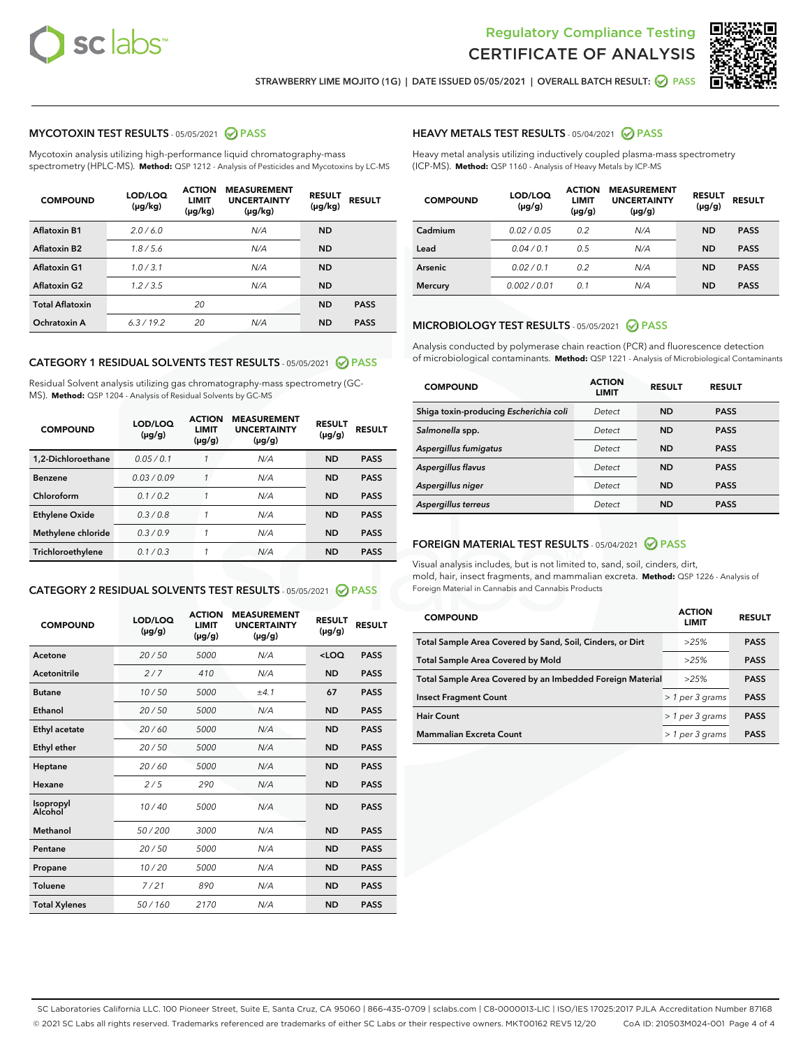Regulatory Compliance Testing
# CERTIFICATE OF ANALYSIS

STRAWBERRY LIME MOJITO (1G) | DATE ISSUED 05/05/2021 | OVERALL BATCH RESULT: PASS

## MYCOTOXIN TEST RESULTS - 05/05/2021 PASS

Mycotoxin analysis utilizing high-performance liquid chromatography-mass spectrometry (HPLC-MS). **Method:** QSP 1212 - Analysis of Pesticides and Mycotoxins by LC-MS

| COMPOUND | LOD/LOQ (µg/kg) | ACTION LIMIT (µg/kg) | MEASUREMENT UNCERTAINTY (µg/kg) | RESULT (µg/kg) | RESULT |
|---|---|---|---|---|---|
| Aflatoxin B1 | 2.0 / 6.0 | | N/A | ND | |
| Aflatoxin B2 | 1.8 / 5.6 | | N/A | ND | |
| Aflatoxin G1 | 1.0 / 3.1 | | N/A | ND | |
| Aflatoxin G2 | 1.2 / 3.5 | | N/A | ND | |
| Total Aflatoxin | | 20 | | ND | PASS |
| Ochratoxin A | 6.3 / 19.2 | 20 | N/A | ND | PASS |

## CATEGORY 1 RESIDUAL SOLVENTS TEST RESULTS - 05/05/2021 PASS

Residual Solvent analysis utilizing gas chromatography-mass spectrometry (GC-MS). **Method:** QSP 1204 - Analysis of Residual Solvents by GC-MS

| COMPOUND | LOD/LOQ (µg/g) | ACTION LIMIT (µg/g) | MEASUREMENT UNCERTAINTY (µg/g) | RESULT (µg/g) | RESULT |
|---|---|---|---|---|---|
| 1,2-Dichloroethane | 0.05 / 0.1 | 1 | N/A | ND | PASS |
| Benzene | 0.03 / 0.09 | 1 | N/A | ND | PASS |
| Chloroform | 0.1 / 0.2 | 1 | N/A | ND | PASS |
| Ethylene Oxide | 0.3 / 0.8 | 1 | N/A | ND | PASS |
| Methylene chloride | 0.3 / 0.9 | 1 | N/A | ND | PASS |
| Trichloroethylene | 0.1 / 0.3 | 1 | N/A | ND | PASS |

## CATEGORY 2 RESIDUAL SOLVENTS TEST RESULTS - 05/05/2021 PASS

| COMPOUND | LOD/LOQ (µg/g) | ACTION LIMIT (µg/g) | MEASUREMENT UNCERTAINTY (µg/g) | RESULT (µg/g) | RESULT |
|---|---|---|---|---|---|
| Acetone | 20 / 50 | 5000 | N/A | <LOQ | PASS |
| Acetonitrile | 2 / 7 | 410 | N/A | ND | PASS |
| Butane | 10 / 50 | 5000 | ±4.1 | 67 | PASS |
| Ethanol | 20 / 50 | 5000 | N/A | ND | PASS |
| Ethyl acetate | 20 / 60 | 5000 | N/A | ND | PASS |
| Ethyl ether | 20 / 50 | 5000 | N/A | ND | PASS |
| Heptane | 20 / 60 | 5000 | N/A | ND | PASS |
| Hexane | 2 / 5 | 290 | N/A | ND | PASS |
| Isopropyl Alcohol | 10 / 40 | 5000 | N/A | ND | PASS |
| Methanol | 50 / 200 | 3000 | N/A | ND | PASS |
| Pentane | 20 / 50 | 5000 | N/A | ND | PASS |
| Propane | 10 / 20 | 5000 | N/A | ND | PASS |
| Toluene | 7 / 21 | 890 | N/A | ND | PASS |
| Total Xylenes | 50 / 160 | 2170 | N/A | ND | PASS |

## HEAVY METALS TEST RESULTS - 05/04/2021 PASS

Heavy metal analysis utilizing inductively coupled plasma-mass spectrometry (ICP-MS). **Method:** QSP 1160 - Analysis of Heavy Metals by ICP-MS

| COMPOUND | LOD/LOQ (µg/g) | ACTION LIMIT (µg/g) | MEASUREMENT UNCERTAINTY (µg/g) | RESULT (µg/g) | RESULT |
|---|---|---|---|---|---|
| Cadmium | 0.02 / 0.05 | 0.2 | N/A | ND | PASS |
| Lead | 0.04 / 0.1 | 0.5 | N/A | ND | PASS |
| Arsenic | 0.02 / 0.1 | 0.2 | N/A | ND | PASS |
| Mercury | 0.002 / 0.01 | 0.1 | N/A | ND | PASS |

## MICROBIOLOGY TEST RESULTS - 05/05/2021 PASS

Analysis conducted by polymerase chain reaction (PCR) and fluorescence detection of microbiological contaminants. **Method:** QSP 1221 - Analysis of Microbiological Contaminants

| COMPOUND | ACTION LIMIT | RESULT | RESULT |
|---|---|---|---|
| Shiga toxin-producing *Escherichia coli* | Detect | ND | PASS |
| *Salmonella* spp. | Detect | ND | PASS |
| *Aspergillus fumigatus* | Detect | ND | PASS |
| *Aspergillus flavus* | Detect | ND | PASS |
| *Aspergillus niger* | Detect | ND | PASS |
| *Aspergillus terreus* | Detect | ND | PASS |

## FOREIGN MATERIAL TEST RESULTS - 05/04/2021 PASS

Visual analysis includes, but is not limited to, sand, soil, cinders, dirt, mold, hair, insect fragments, and mammalian excreta. **Method:** QSP 1226 - Analysis of Foreign Material in Cannabis and Cannabis Products

| COMPOUND | ACTION LIMIT | RESULT |
|---|---|---|
| Total Sample Area Covered by Sand, Soil, Cinders, or Dirt | >25% | PASS |
| Total Sample Area Covered by Mold | >25% | PASS |
| Total Sample Area Covered by an Imbedded Foreign Material | >25% | PASS |
| Insect Fragment Count | > 1 per 3 grams | PASS |
| Hair Count | > 1 per 3 grams | PASS |
| Mammalian Excreta Count | > 1 per 3 grams | PASS |

SC Laboratories California LLC. 100 Pioneer Street, Suite E, Santa Cruz, CA 95060 | 866-435-0709 | sclabs.com | C8-0000013-LIC | ISO/IES 17025:2017 PJLA Accreditation Number 87168
© 2021 SC Labs all rights reserved. Trademarks referenced are trademarks of either SC Labs or their respective owners. MKT00162 REV5 12/20 CoA ID: 210503M024-001